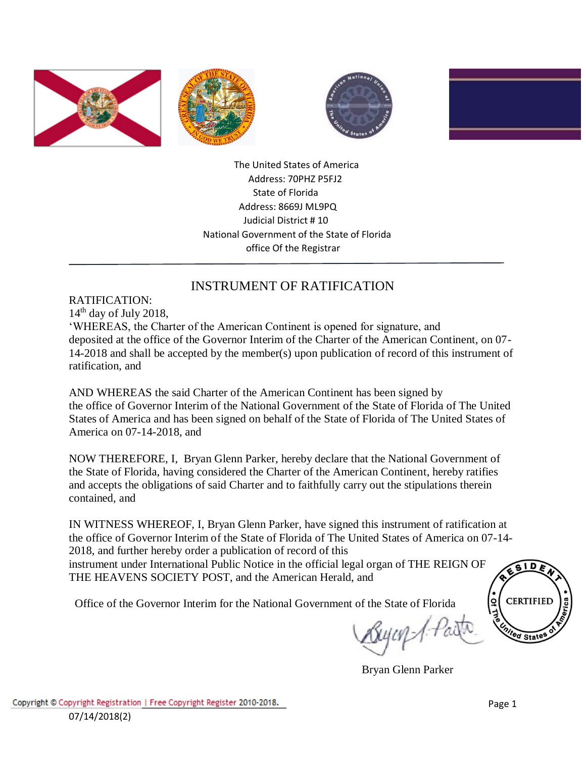The United States of America
Address: 70PHZ P5FJ2
State of Florida
Address: 8669J ML9PQ
Judicial District # 10
National Government of the State of Florida
office Of the Registrar

---

## INSTRUMENT OF RATIFICATION

RATIFICATION:
14th day of July 2018,
'WHEREAS, the Charter of the American Continent is opened for signature, and deposited at the office of the Governor Interim of the Charter of the American Continent, on 07-14-2018 and shall be accepted by the member(s) upon publication of record of this instrument of ratification, and

AND WHEREAS the said Charter of the American Continent has been signed by the office of Governor Interim of the National Government of the State of Florida of The United States of America and has been signed on behalf of the State of Florida of The United States of America on 07-14-2018, and

NOW THEREFORE, I, Bryan Glenn Parker, hereby declare that the National Government of the State of Florida, having considered the Charter of the American Continent, hereby ratifies and accepts the obligations of said Charter and to faithfully carry out the stipulations therein contained, and

IN WITNESS WHEREOF, I, Bryan Glenn Parker, have signed this instrument of ratification at the office of Governor Interim of the State of Florida of The United States of America on 07-14-2018, and further hereby order a publication of record of this instrument under International Public Notice in the official legal organ of THE REIGN OF THE HEAVENS SOCIETY POST, and the American Herald, and

Office of the Governor Interim for the National Government of the State of Florida

RESIDENT CERTIFIED Of The United States of America

Bryan Glenn Parker

Copyright © Copyright Registration | Free Copyright Register 2010-2018.
07/14/2018(2)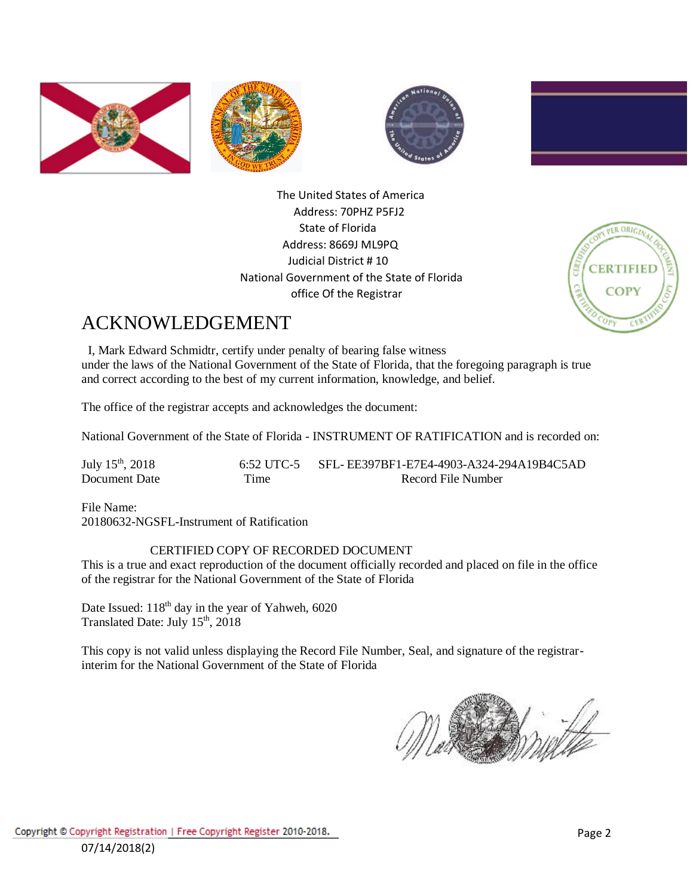The United States of America
Address: 70PHZ P5FJ2
State of Florida
Address: 8669J ML9PQ
Judicial District # 10
National Government of the State of Florida
office Of the Registrar

# ACKNOWLEDGEMENT

I, Mark Edward Schmidtr, certify under penalty of bearing false witness under the laws of the National Government of the State of Florida, that the foregoing paragraph is true and correct according to the best of my current information, knowledge, and belief.

The office of the registrar accepts and acknowledges the document:

National Government of the State of Florida - INSTRUMENT OF RATIFICATION and is recorded on:

| | | |
|---|---|---|
| July 15th, 2018 | 6:52 UTC-5 | SFL- EE397BF1-E7E4-4903-A324-294A19B4C5AD |
| Document Date | Time | Record File Number |

File Name:
20180632-NGSFL-Instrument of Ratification

CERTIFIED COPY OF RECORDED DOCUMENT

This is a true and exact reproduction of the document officially recorded and placed on file in the office of the registrar for the National Government of the State of Florida

Date Issued: 118th day in the year of Yahweh, 6020
Translated Date: July 15th, 2018

This copy is not valid unless displaying the Record File Number, Seal, and signature of the registrar-interim for the National Government of the State of Florida

Copyright © Copyright Registration | Free Copyright Register 2010-2018.
07/14/2018(2)